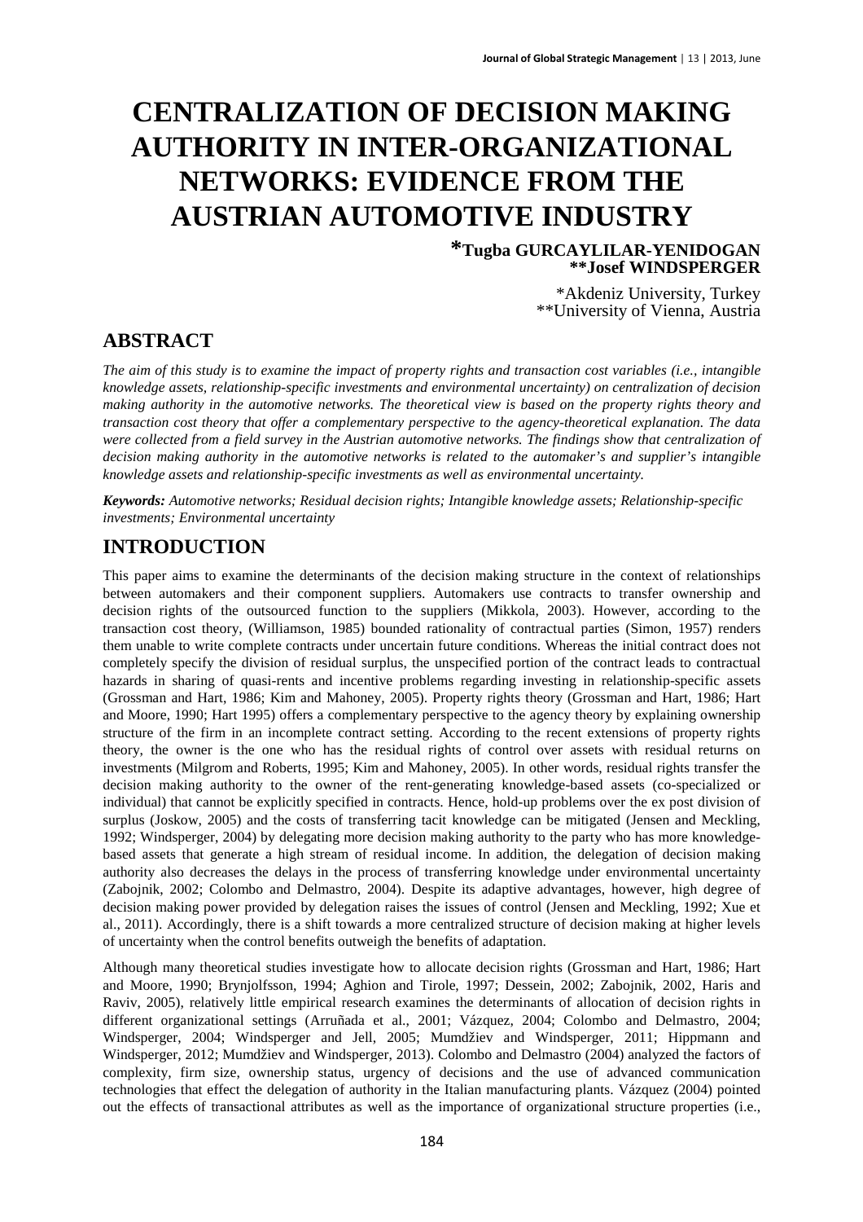# CENTRALIZATION OF DECISION MAKING AUTHORITY IN INTER-ORGANIZATIONAL NETWORKS: EVIDENCE FROM THE AUSTRIAN AUTOMOTIVE INDUSTRY

**\*Tugba GURCAYLILAR-YENIDOGAN**
**\*\*Josef WINDSPERGER**

\*Akdeniz University, Turkey
\*\*University of Vienna, Austria

## ABSTRACT

*The aim of this study is to examine the impact of property rights and transaction cost variables (i.e., intangible knowledge assets, relationship-specific investments and environmental uncertainty) on centralization of decision making authority in the automotive networks. The theoretical view is based on the property rights theory and transaction cost theory that offer a complementary perspective to the agency-theoretical explanation. The data were collected from a field survey in the Austrian automotive networks. The findings show that centralization of decision making authority in the automotive networks is related to the automaker's and supplier's intangible knowledge assets and relationship-specific investments as well as environmental uncertainty.*

***Keywords:*** *Automotive networks; Residual decision rights; Intangible knowledge assets; Relationship-specific investments; Environmental uncertainty*

## INTRODUCTION

This paper aims to examine the determinants of the decision making structure in the context of relationships between automakers and their component suppliers. Automakers use contracts to transfer ownership and decision rights of the outsourced function to the suppliers (Mikkola, 2003). However, according to the transaction cost theory, (Williamson, 1985) bounded rationality of contractual parties (Simon, 1957) renders them unable to write complete contracts under uncertain future conditions. Whereas the initial contract does not completely specify the division of residual surplus, the unspecified portion of the contract leads to contractual hazards in sharing of quasi-rents and incentive problems regarding investing in relationship-specific assets (Grossman and Hart, 1986; Kim and Mahoney, 2005). Property rights theory (Grossman and Hart, 1986; Hart and Moore, 1990; Hart 1995) offers a complementary perspective to the agency theory by explaining ownership structure of the firm in an incomplete contract setting. According to the recent extensions of property rights theory, the owner is the one who has the residual rights of control over assets with residual returns on investments (Milgrom and Roberts, 1995; Kim and Mahoney, 2005). In other words, residual rights transfer the decision making authority to the owner of the rent-generating knowledge-based assets (co-specialized or individual) that cannot be explicitly specified in contracts. Hence, hold-up problems over the ex post division of surplus (Joskow, 2005) and the costs of transferring tacit knowledge can be mitigated (Jensen and Meckling, 1992; Windsperger, 2004) by delegating more decision making authority to the party who has more knowledge-based assets that generate a high stream of residual income. In addition, the delegation of decision making authority also decreases the delays in the process of transferring knowledge under environmental uncertainty (Zabojnik, 2002; Colombo and Delmastro, 2004). Despite its adaptive advantages, however, high degree of decision making power provided by delegation raises the issues of control (Jensen and Meckling, 1992; Xue et al., 2011). Accordingly, there is a shift towards a more centralized structure of decision making at higher levels of uncertainty when the control benefits outweigh the benefits of adaptation.

Although many theoretical studies investigate how to allocate decision rights (Grossman and Hart, 1986; Hart and Moore, 1990; Brynjolfsson, 1994; Aghion and Tirole, 1997; Dessein, 2002; Zabojnik, 2002, Haris and Raviv, 2005), relatively little empirical research examines the determinants of allocation of decision rights in different organizational settings (Arruñada et al., 2001; Vázquez, 2004; Colombo and Delmastro, 2004; Windsperger, 2004; Windsperger and Jell, 2005; Mumdžiev and Windsperger, 2011; Hippmann and Windsperger, 2012; Mumdžiev and Windsperger, 2013). Colombo and Delmastro (2004) analyzed the factors of complexity, firm size, ownership status, urgency of decisions and the use of advanced communication technologies that effect the delegation of authority in the Italian manufacturing plants. Vázquez (2004) pointed out the effects of transactional attributes as well as the importance of organizational structure properties (i.e.,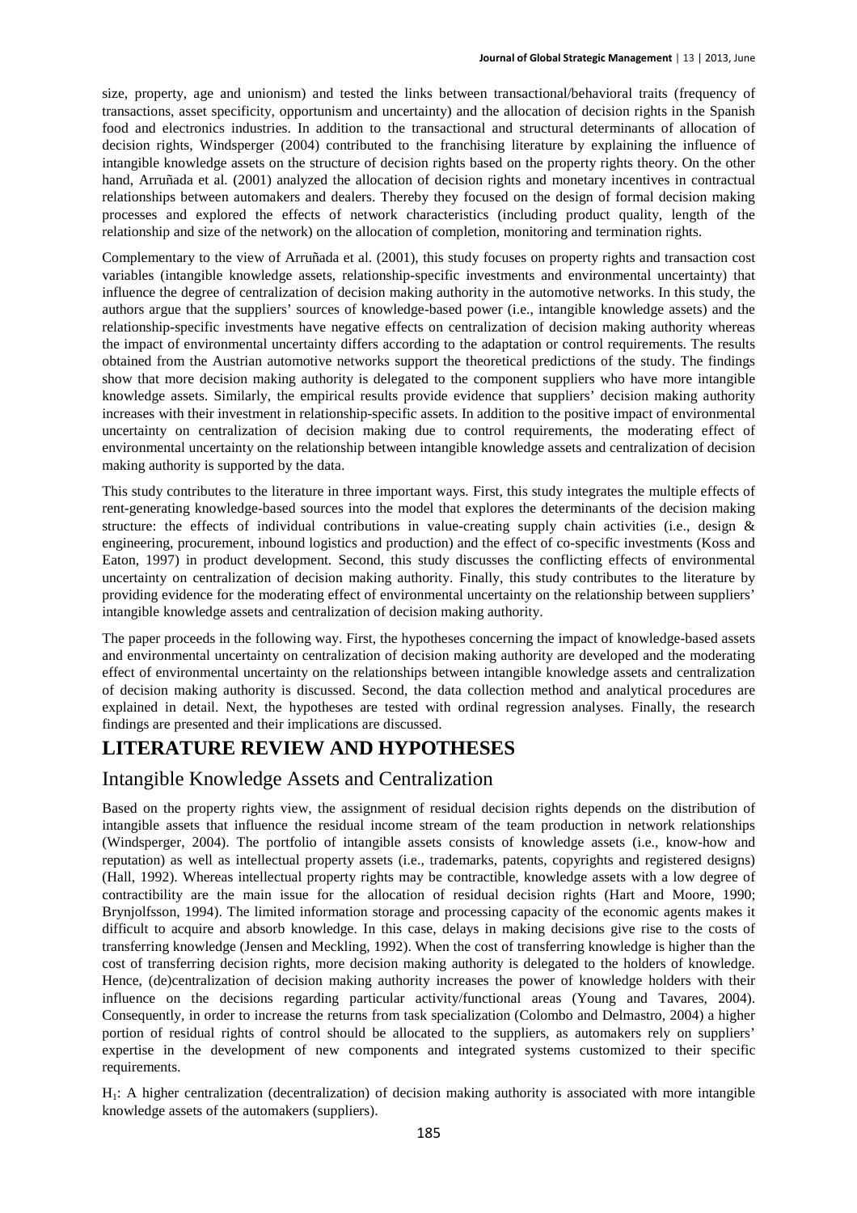size, property, age and unionism) and tested the links between transactional/behavioral traits (frequency of transactions, asset specificity, opportunism and uncertainty) and the allocation of decision rights in the Spanish food and electronics industries. In addition to the transactional and structural determinants of allocation of decision rights, Windsperger (2004) contributed to the franchising literature by explaining the influence of intangible knowledge assets on the structure of decision rights based on the property rights theory. On the other hand, Arruñada et al. (2001) analyzed the allocation of decision rights and monetary incentives in contractual relationships between automakers and dealers. Thereby they focused on the design of formal decision making processes and explored the effects of network characteristics (including product quality, length of the relationship and size of the network) on the allocation of completion, monitoring and termination rights.

Complementary to the view of Arruñada et al. (2001), this study focuses on property rights and transaction cost variables (intangible knowledge assets, relationship-specific investments and environmental uncertainty) that influence the degree of centralization of decision making authority in the automotive networks. In this study, the authors argue that the suppliers' sources of knowledge-based power (i.e., intangible knowledge assets) and the relationship-specific investments have negative effects on centralization of decision making authority whereas the impact of environmental uncertainty differs according to the adaptation or control requirements. The results obtained from the Austrian automotive networks support the theoretical predictions of the study. The findings show that more decision making authority is delegated to the component suppliers who have more intangible knowledge assets. Similarly, the empirical results provide evidence that suppliers' decision making authority increases with their investment in relationship-specific assets. In addition to the positive impact of environmental uncertainty on centralization of decision making due to control requirements, the moderating effect of environmental uncertainty on the relationship between intangible knowledge assets and centralization of decision making authority is supported by the data.

This study contributes to the literature in three important ways. First, this study integrates the multiple effects of rent-generating knowledge-based sources into the model that explores the determinants of the decision making structure: the effects of individual contributions in value-creating supply chain activities (i.e., design & engineering, procurement, inbound logistics and production) and the effect of co-specific investments (Koss and Eaton, 1997) in product development. Second, this study discusses the conflicting effects of environmental uncertainty on centralization of decision making authority. Finally, this study contributes to the literature by providing evidence for the moderating effect of environmental uncertainty on the relationship between suppliers' intangible knowledge assets and centralization of decision making authority.

The paper proceeds in the following way. First, the hypotheses concerning the impact of knowledge-based assets and environmental uncertainty on centralization of decision making authority are developed and the moderating effect of environmental uncertainty on the relationships between intangible knowledge assets and centralization of decision making authority is discussed. Second, the data collection method and analytical procedures are explained in detail. Next, the hypotheses are tested with ordinal regression analyses. Finally, the research findings are presented and their implications are discussed.

# LITERATURE REVIEW AND HYPOTHESES

## Intangible Knowledge Assets and Centralization

Based on the property rights view, the assignment of residual decision rights depends on the distribution of intangible assets that influence the residual income stream of the team production in network relationships (Windsperger, 2004). The portfolio of intangible assets consists of knowledge assets (i.e., know-how and reputation) as well as intellectual property assets (i.e., trademarks, patents, copyrights and registered designs) (Hall, 1992). Whereas intellectual property rights may be contractible, knowledge assets with a low degree of contractibility are the main issue for the allocation of residual decision rights (Hart and Moore, 1990; Brynjolfsson, 1994). The limited information storage and processing capacity of the economic agents makes it difficult to acquire and absorb knowledge. In this case, delays in making decisions give rise to the costs of transferring knowledge (Jensen and Meckling, 1992). When the cost of transferring knowledge is higher than the cost of transferring decision rights, more decision making authority is delegated to the holders of knowledge. Hence, (de)centralization of decision making authority increases the power of knowledge holders with their influence on the decisions regarding particular activity/functional areas (Young and Tavares, 2004). Consequently, in order to increase the returns from task specialization (Colombo and Delmastro, 2004) a higher portion of residual rights of control should be allocated to the suppliers, as automakers rely on suppliers' expertise in the development of new components and integrated systems customized to their specific requirements.

$H_1$: A higher centralization (decentralization) of decision making authority is associated with more intangible knowledge assets of the automakers (suppliers).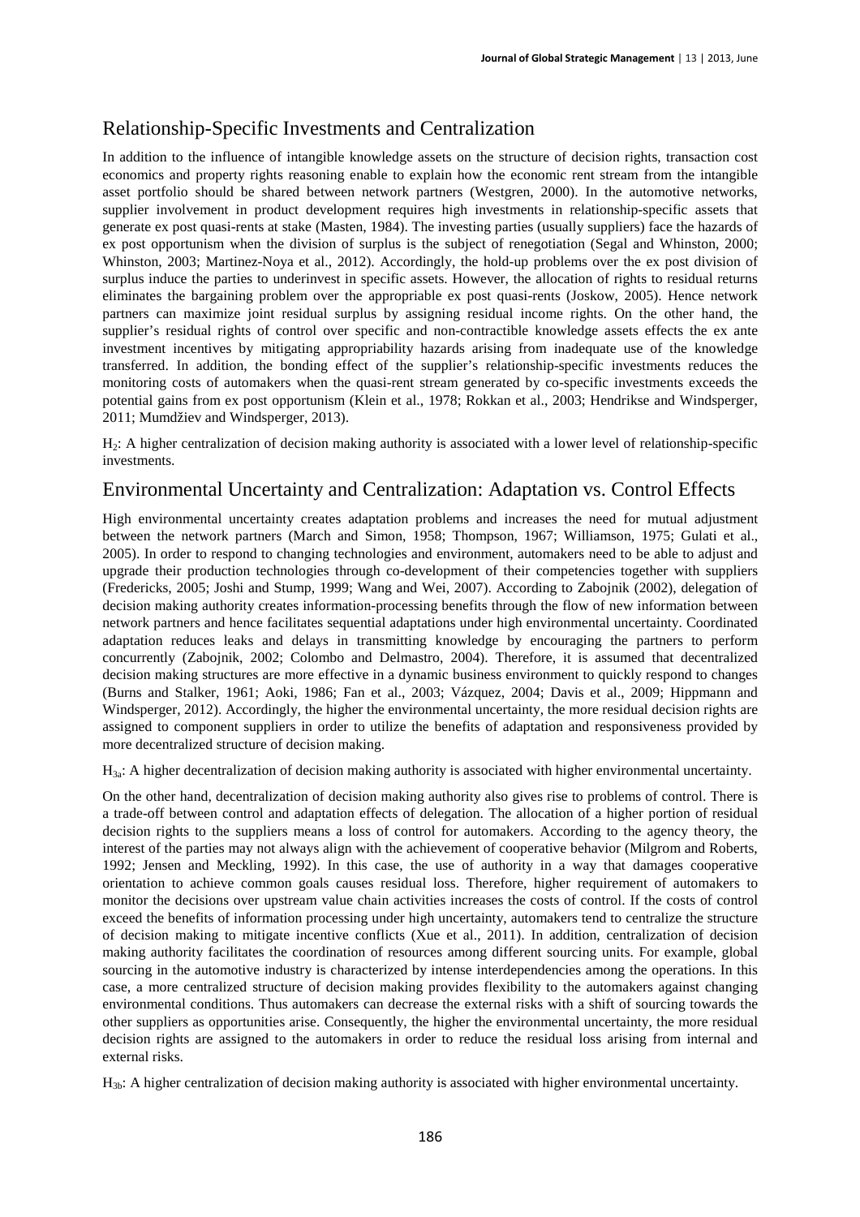## Relationship-Specific Investments and Centralization

In addition to the influence of intangible knowledge assets on the structure of decision rights, transaction cost economics and property rights reasoning enable to explain how the economic rent stream from the intangible asset portfolio should be shared between network partners (Westgren, 2000). In the automotive networks, supplier involvement in product development requires high investments in relationship-specific assets that generate ex post quasi-rents at stake (Masten, 1984). The investing parties (usually suppliers) face the hazards of ex post opportunism when the division of surplus is the subject of renegotiation (Segal and Whinston, 2000; Whinston, 2003; Martinez-Noya et al., 2012). Accordingly, the hold-up problems over the ex post division of surplus induce the parties to underinvest in specific assets. However, the allocation of rights to residual returns eliminates the bargaining problem over the appropriable ex post quasi-rents (Joskow, 2005). Hence network partners can maximize joint residual surplus by assigning residual income rights. On the other hand, the supplier's residual rights of control over specific and non-contractible knowledge assets effects the ex ante investment incentives by mitigating appropriability hazards arising from inadequate use of the knowledge transferred. In addition, the bonding effect of the supplier's relationship-specific investments reduces the monitoring costs of automakers when the quasi-rent stream generated by co-specific investments exceeds the potential gains from ex post opportunism (Klein et al., 1978; Rokkan et al., 2003; Hendrikse and Windsperger, 2011; Mumdžiev and Windsperger, 2013).

$H_2$: A higher centralization of decision making authority is associated with a lower level of relationship-specific investments.

## Environmental Uncertainty and Centralization: Adaptation vs. Control Effects

High environmental uncertainty creates adaptation problems and increases the need for mutual adjustment between the network partners (March and Simon, 1958; Thompson, 1967; Williamson, 1975; Gulati et al., 2005). In order to respond to changing technologies and environment, automakers need to be able to adjust and upgrade their production technologies through co-development of their competencies together with suppliers (Fredericks, 2005; Joshi and Stump, 1999; Wang and Wei, 2007). According to Zabojnik (2002), delegation of decision making authority creates information-processing benefits through the flow of new information between network partners and hence facilitates sequential adaptations under high environmental uncertainty. Coordinated adaptation reduces leaks and delays in transmitting knowledge by encouraging the partners to perform concurrently (Zabojnik, 2002; Colombo and Delmastro, 2004). Therefore, it is assumed that decentralized decision making structures are more effective in a dynamic business environment to quickly respond to changes (Burns and Stalker, 1961; Aoki, 1986; Fan et al., 2003; Vázquez, 2004; Davis et al., 2009; Hippmann and Windsperger, 2012). Accordingly, the higher the environmental uncertainty, the more residual decision rights are assigned to component suppliers in order to utilize the benefits of adaptation and responsiveness provided by more decentralized structure of decision making.

$H_{3a}$: A higher decentralization of decision making authority is associated with higher environmental uncertainty.

On the other hand, decentralization of decision making authority also gives rise to problems of control. There is a trade-off between control and adaptation effects of delegation. The allocation of a higher portion of residual decision rights to the suppliers means a loss of control for automakers. According to the agency theory, the interest of the parties may not always align with the achievement of cooperative behavior (Milgrom and Roberts, 1992; Jensen and Meckling, 1992). In this case, the use of authority in a way that damages cooperative orientation to achieve common goals causes residual loss. Therefore, higher requirement of automakers to monitor the decisions over upstream value chain activities increases the costs of control. If the costs of control exceed the benefits of information processing under high uncertainty, automakers tend to centralize the structure of decision making to mitigate incentive conflicts (Xue et al., 2011). In addition, centralization of decision making authority facilitates the coordination of resources among different sourcing units. For example, global sourcing in the automotive industry is characterized by intense interdependencies among the operations. In this case, a more centralized structure of decision making provides flexibility to the automakers against changing environmental conditions. Thus automakers can decrease the external risks with a shift of sourcing towards the other suppliers as opportunities arise. Consequently, the higher the environmental uncertainty, the more residual decision rights are assigned to the automakers in order to reduce the residual loss arising from internal and external risks.

$H_{3b}$: A higher centralization of decision making authority is associated with higher environmental uncertainty.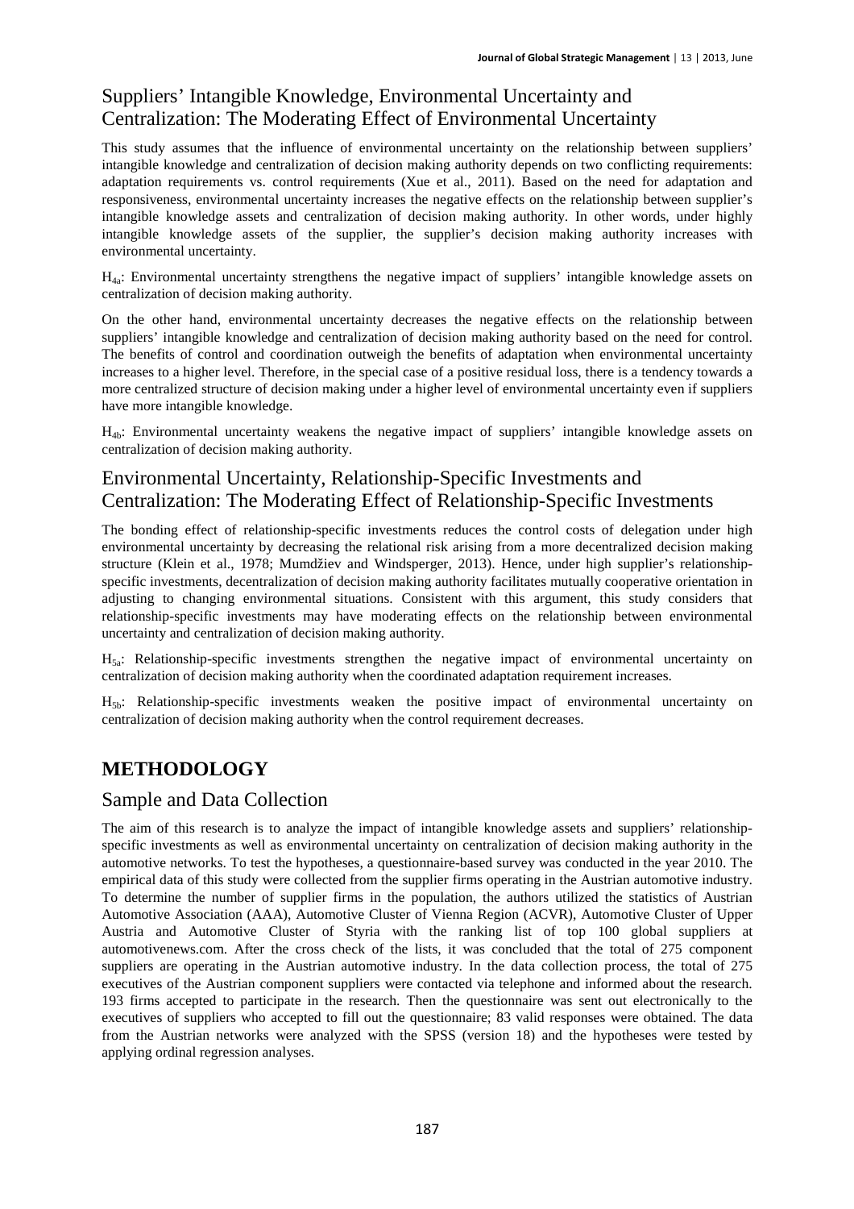## Suppliers' Intangible Knowledge, Environmental Uncertainty and Centralization: The Moderating Effect of Environmental Uncertainty

This study assumes that the influence of environmental uncertainty on the relationship between suppliers' intangible knowledge and centralization of decision making authority depends on two conflicting requirements: adaptation requirements vs. control requirements (Xue et al., 2011). Based on the need for adaptation and responsiveness, environmental uncertainty increases the negative effects on the relationship between supplier's intangible knowledge assets and centralization of decision making authority. In other words, under highly intangible knowledge assets of the supplier, the supplier's decision making authority increases with environmental uncertainty.

$H_{4a}$: Environmental uncertainty strengthens the negative impact of suppliers' intangible knowledge assets on centralization of decision making authority.

On the other hand, environmental uncertainty decreases the negative effects on the relationship between suppliers' intangible knowledge and centralization of decision making authority based on the need for control. The benefits of control and coordination outweigh the benefits of adaptation when environmental uncertainty increases to a higher level. Therefore, in the special case of a positive residual loss, there is a tendency towards a more centralized structure of decision making under a higher level of environmental uncertainty even if suppliers have more intangible knowledge.

$H_{4b}$: Environmental uncertainty weakens the negative impact of suppliers' intangible knowledge assets on centralization of decision making authority.

## Environmental Uncertainty, Relationship-Specific Investments and Centralization: The Moderating Effect of Relationship-Specific Investments

The bonding effect of relationship-specific investments reduces the control costs of delegation under high environmental uncertainty by decreasing the relational risk arising from a more decentralized decision making structure (Klein et al., 1978; Mumdžiev and Windsperger, 2013). Hence, under high supplier's relationship-specific investments, decentralization of decision making authority facilitates mutually cooperative orientation in adjusting to changing environmental situations. Consistent with this argument, this study considers that relationship-specific investments may have moderating effects on the relationship between environmental uncertainty and centralization of decision making authority.

$H_{5a}$: Relationship-specific investments strengthen the negative impact of environmental uncertainty on centralization of decision making authority when the coordinated adaptation requirement increases.

$H_{5b}$: Relationship-specific investments weaken the positive impact of environmental uncertainty on centralization of decision making authority when the control requirement decreases.

# METHODOLOGY

## Sample and Data Collection

The aim of this research is to analyze the impact of intangible knowledge assets and suppliers' relationship-specific investments as well as environmental uncertainty on centralization of decision making authority in the automotive networks. To test the hypotheses, a questionnaire-based survey was conducted in the year 2010. The empirical data of this study were collected from the supplier firms operating in the Austrian automotive industry. To determine the number of supplier firms in the population, the authors utilized the statistics of Austrian Automotive Association (AAA), Automotive Cluster of Vienna Region (ACVR), Automotive Cluster of Upper Austria and Automotive Cluster of Styria with the ranking list of top 100 global suppliers at automotivenews.com. After the cross check of the lists, it was concluded that the total of 275 component suppliers are operating in the Austrian automotive industry. In the data collection process, the total of 275 executives of the Austrian component suppliers were contacted via telephone and informed about the research. 193 firms accepted to participate in the research. Then the questionnaire was sent out electronically to the executives of suppliers who accepted to fill out the questionnaire; 83 valid responses were obtained. The data from the Austrian networks were analyzed with the SPSS (version 18) and the hypotheses were tested by applying ordinal regression analyses.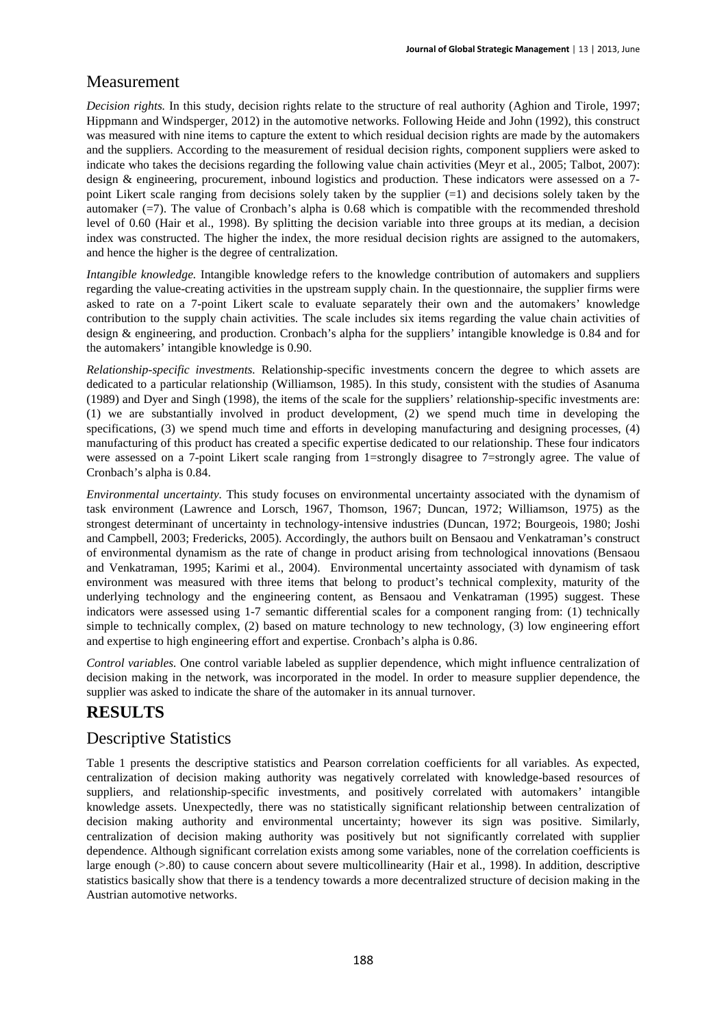## Measurement

*Decision rights.* In this study, decision rights relate to the structure of real authority (Aghion and Tirole, 1997; Hippmann and Windsperger, 2012) in the automotive networks. Following Heide and John (1992), this construct was measured with nine items to capture the extent to which residual decision rights are made by the automakers and the suppliers. According to the measurement of residual decision rights, component suppliers were asked to indicate who takes the decisions regarding the following value chain activities (Meyr et al., 2005; Talbot, 2007): design & engineering, procurement, inbound logistics and production. These indicators were assessed on a 7-point Likert scale ranging from decisions solely taken by the supplier (=1) and decisions solely taken by the automaker (=7). The value of Cronbach's alpha is 0.68 which is compatible with the recommended threshold level of 0.60 (Hair et al., 1998). By splitting the decision variable into three groups at its median, a decision index was constructed. The higher the index, the more residual decision rights are assigned to the automakers, and hence the higher is the degree of centralization.

*Intangible knowledge.* Intangible knowledge refers to the knowledge contribution of automakers and suppliers regarding the value-creating activities in the upstream supply chain. In the questionnaire, the supplier firms were asked to rate on a 7-point Likert scale to evaluate separately their own and the automakers' knowledge contribution to the supply chain activities. The scale includes six items regarding the value chain activities of design & engineering, and production. Cronbach's alpha for the suppliers' intangible knowledge is 0.84 and for the automakers' intangible knowledge is 0.90.

*Relationship-specific investments.* Relationship-specific investments concern the degree to which assets are dedicated to a particular relationship (Williamson, 1985). In this study, consistent with the studies of Asanuma (1989) and Dyer and Singh (1998), the items of the scale for the suppliers' relationship-specific investments are: (1) we are substantially involved in product development, (2) we spend much time in developing the specifications, (3) we spend much time and efforts in developing manufacturing and designing processes, (4) manufacturing of this product has created a specific expertise dedicated to our relationship. These four indicators were assessed on a 7-point Likert scale ranging from 1=strongly disagree to 7=strongly agree. The value of Cronbach's alpha is 0.84.

*Environmental uncertainty.* This study focuses on environmental uncertainty associated with the dynamism of task environment (Lawrence and Lorsch, 1967, Thomson, 1967; Duncan, 1972; Williamson, 1975) as the strongest determinant of uncertainty in technology-intensive industries (Duncan, 1972; Bourgeois, 1980; Joshi and Campbell, 2003; Fredericks, 2005). Accordingly, the authors built on Bensaou and Venkatraman's construct of environmental dynamism as the rate of change in product arising from technological innovations (Bensaou and Venkatraman, 1995; Karimi et al., 2004). Environmental uncertainty associated with dynamism of task environment was measured with three items that belong to product's technical complexity, maturity of the underlying technology and the engineering content, as Bensaou and Venkatraman (1995) suggest. These indicators were assessed using 1-7 semantic differential scales for a component ranging from: (1) technically simple to technically complex, (2) based on mature technology to new technology, (3) low engineering effort and expertise to high engineering effort and expertise. Cronbach's alpha is 0.86.

*Control variables.* One control variable labeled as supplier dependence, which might influence centralization of decision making in the network, was incorporated in the model. In order to measure supplier dependence, the supplier was asked to indicate the share of the automaker in its annual turnover.

# RESULTS

## Descriptive Statistics

Table 1 presents the descriptive statistics and Pearson correlation coefficients for all variables. As expected, centralization of decision making authority was negatively correlated with knowledge-based resources of suppliers, and relationship-specific investments, and positively correlated with automakers' intangible knowledge assets. Unexpectedly, there was no statistically significant relationship between centralization of decision making authority and environmental uncertainty; however its sign was positive. Similarly, centralization of decision making authority was positively but not significantly correlated with supplier dependence. Although significant correlation exists among some variables, none of the correlation coefficients is large enough (>.80) to cause concern about severe multicollinearity (Hair et al., 1998). In addition, descriptive statistics basically show that there is a tendency towards a more decentralized structure of decision making in the Austrian automotive networks.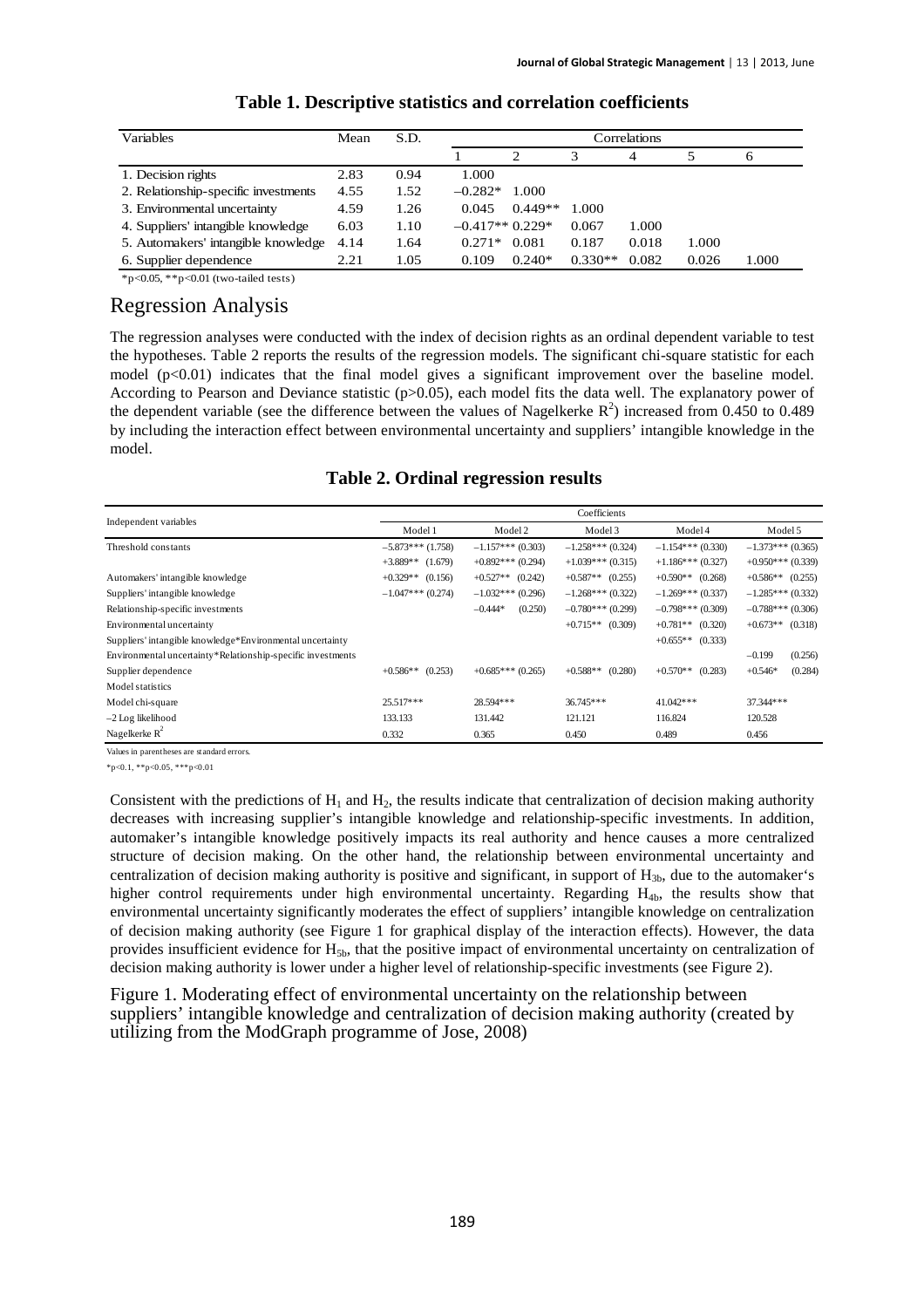**Table 1. Descriptive statistics and correlation coefficients**

| Variables | Mean | S.D. | Correlations | | | | | |
|---|---|---|---|---|---|---|---|---|
| | | | 1 | 2 | 3 | 4 | 5 | 6 |
| 1. Decision rights | 2.83 | 0.94 | 1.000 | | | | | |
| 2. Relationship-specific investments | 4.55 | 1.52 | −0.282* | 1.000 | | | | |
| 3. Environmental uncertainty | 4.59 | 1.26 | 0.045 | 0.449** | 1.000 | | | |
| 4. Suppliers' intangible knowledge | 6.03 | 1.10 | −0.417** | 0.229* | 0.067 | 1.000 | | |
| 5. Automakers' intangible knowledge | 4.14 | 1.64 | 0.271* | 0.081 | 0.187 | 0.018 | 1.000 | |
| 6. Supplier dependence | 2.21 | 1.05 | 0.109 | 0.240* | 0.330** | 0.082 | 0.026 | 1.000 |

*p<0.05, **p<0.01 (two-tailed tests)

## Regression Analysis

The regression analyses were conducted with the index of decision rights as an ordinal dependent variable to test the hypotheses. Table 2 reports the results of the regression models. The significant chi-square statistic for each model ($p<0.01$) indicates that the final model gives a significant improvement over the baseline model. According to Pearson and Deviance statistic ($p>0.05$), each model fits the data well. The explanatory power of the dependent variable (see the difference between the values of Nagelkerke $R^2$) increased from 0.450 to 0.489 by including the interaction effect between environmental uncertainty and suppliers' intangible knowledge in the model.

**Table 2. Ordinal regression results**

| Independent variables | Coefficients | | | | |
|---|---|---|---|---|---|
| | Model 1 | Model 2 | Model 3 | Model 4 | Model 5 |
| Threshold constants | −5.873*** (1.758) | −1.157*** (0.303) | −1.258*** (0.324) | −1.154*** (0.330) | −1.373*** (0.365) |
| | +3.889** (1.679) | +0.892*** (0.294) | +1.039*** (0.315) | +1.186*** (0.327) | +0.950*** (0.339) |
| Automakers' intangible knowledge | +0.329** (0.156) | +0.527** (0.242) | +0.587** (0.255) | +0.590** (0.268) | +0.586** (0.255) |
| Suppliers' intangible knowledge | −1.047*** (0.274) | −1.032*** (0.296) | −1.268*** (0.322) | −1.269*** (0.337) | −1.285*** (0.332) |
| Relationship-specific investments | | −0.444* (0.250) | −0.780*** (0.299) | −0.798*** (0.309) | −0.788*** (0.306) |
| Environmental uncertainty | | | +0.715** (0.309) | +0.781** (0.320) | +0.673** (0.318) |
| Suppliers' intangible knowledge*Environmental uncertainty | | | | +0.655** (0.333) | |
| Environmental uncertainty*Relationship-specific investments | | | | | −0.199 (0.256) |
| Supplier dependence | +0.586** (0.253) | +0.685*** (0.265) | +0.588** (0.280) | +0.570** (0.283) | +0.546* (0.284) |
| Model statistics | | | | | |
| Model chi-square | 25.517*** | 28.594*** | 36.745*** | 41.042*** | 37.344*** |
| −2 Log likelihood | 133.133 | 131.442 | 121.121 | 116.824 | 120.528 |
| Nagelkerke $R^2$ | 0.332 | 0.365 | 0.450 | 0.489 | 0.456 |

Values in parentheses are standard errors.

*p<0.1, **p<0.05, ***p<0.01

Consistent with the predictions of $H_1$ and $H_2$, the results indicate that centralization of decision making authority decreases with increasing supplier's intangible knowledge and relationship-specific investments. In addition, automaker's intangible knowledge positively impacts its real authority and hence causes a more centralized structure of decision making. On the other hand, the relationship between environmental uncertainty and centralization of decision making authority is positive and significant, in support of $H_{3b}$, due to the automaker's higher control requirements under high environmental uncertainty. Regarding $H_{4b}$, the results show that environmental uncertainty significantly moderates the effect of suppliers' intangible knowledge on centralization of decision making authority (see Figure 1 for graphical display of the interaction effects). However, the data provides insufficient evidence for $H_{5b}$, that the positive impact of environmental uncertainty on centralization of decision making authority is lower under a higher level of relationship-specific investments (see Figure 2).

Figure 1. Moderating effect of environmental uncertainty on the relationship between suppliers' intangible knowledge and centralization of decision making authority (created by utilizing from the ModGraph programme of Jose, 2008)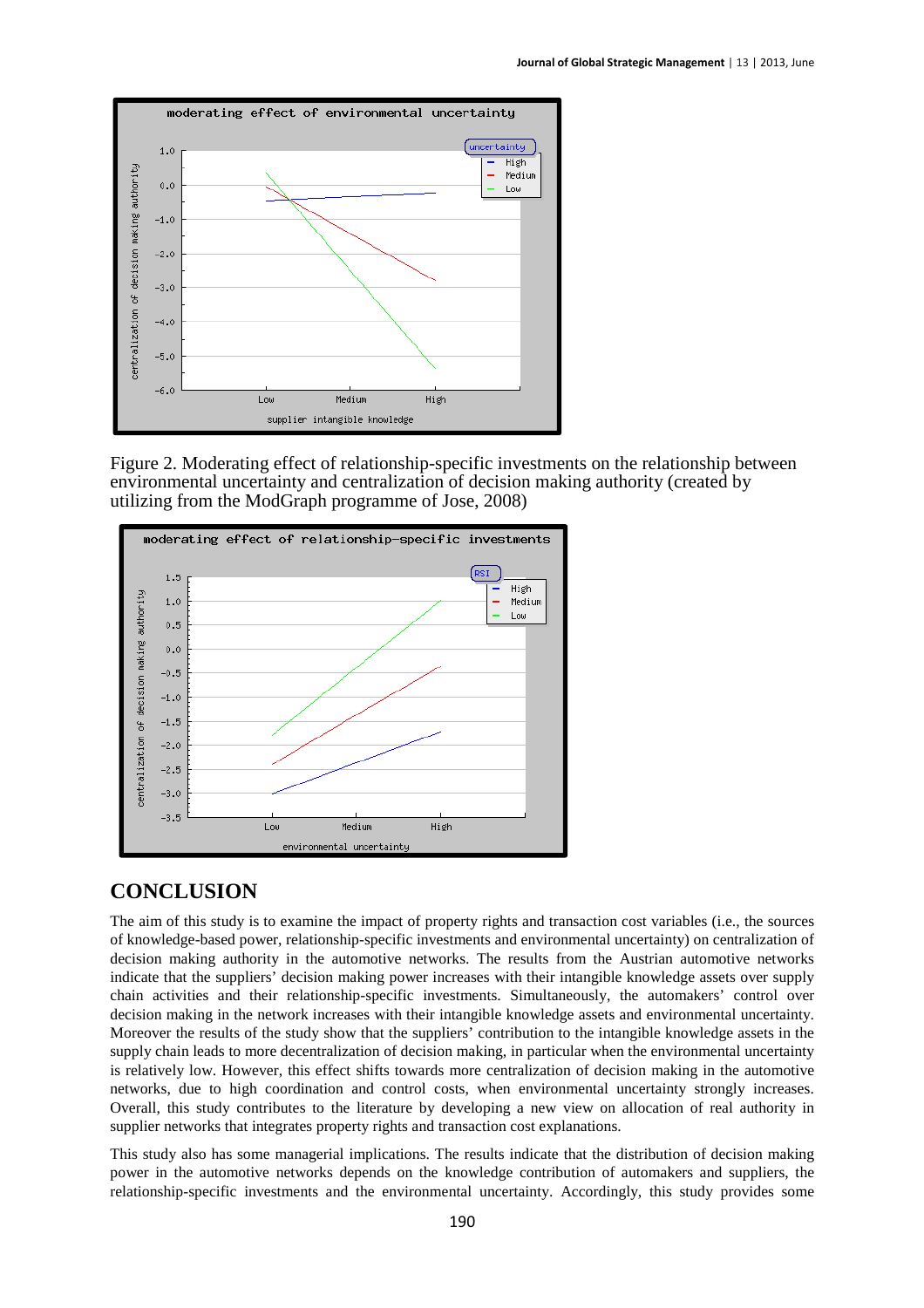Figure 2. Moderating effect of relationship-specific investments on the relationship between environmental uncertainty and centralization of decision making authority (created by utilizing from the ModGraph programme of Jose, 2008)

## CONCLUSION

The aim of this study is to examine the impact of property rights and transaction cost variables (i.e., the sources of knowledge-based power, relationship-specific investments and environmental uncertainty) on centralization of decision making authority in the automotive networks. The results from the Austrian automotive networks indicate that the suppliers' decision making power increases with their intangible knowledge assets over supply chain activities and their relationship-specific investments. Simultaneously, the automakers' control over decision making in the network increases with their intangible knowledge assets and environmental uncertainty. Moreover the results of the study show that the suppliers' contribution to the intangible knowledge assets in the supply chain leads to more decentralization of decision making, in particular when the environmental uncertainty is relatively low. However, this effect shifts towards more centralization of decision making in the automotive networks, due to high coordination and control costs, when environmental uncertainty strongly increases. Overall, this study contributes to the literature by developing a new view on allocation of real authority in supplier networks that integrates property rights and transaction cost explanations.

This study also has some managerial implications. The results indicate that the distribution of decision making power in the automotive networks depends on the knowledge contribution of automakers and suppliers, the relationship-specific investments and the environmental uncertainty. Accordingly, this study provides some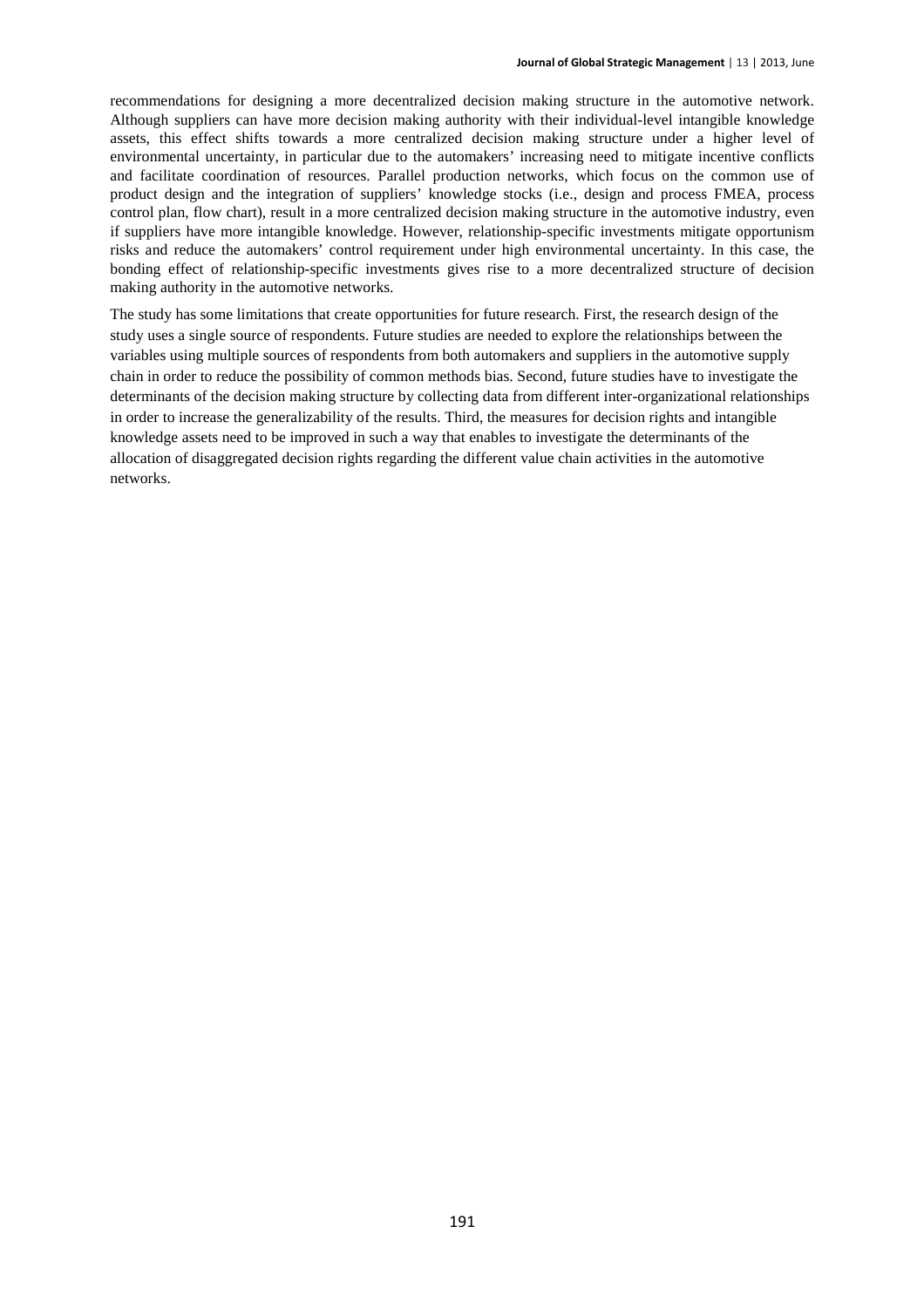recommendations for designing a more decentralized decision making structure in the automotive network. Although suppliers can have more decision making authority with their individual-level intangible knowledge assets, this effect shifts towards a more centralized decision making structure under a higher level of environmental uncertainty, in particular due to the automakers' increasing need to mitigate incentive conflicts and facilitate coordination of resources. Parallel production networks, which focus on the common use of product design and the integration of suppliers' knowledge stocks (i.e., design and process FMEA, process control plan, flow chart), result in a more centralized decision making structure in the automotive industry, even if suppliers have more intangible knowledge. However, relationship-specific investments mitigate opportunism risks and reduce the automakers' control requirement under high environmental uncertainty. In this case, the bonding effect of relationship-specific investments gives rise to a more decentralized structure of decision making authority in the automotive networks.

The study has some limitations that create opportunities for future research. First, the research design of the study uses a single source of respondents. Future studies are needed to explore the relationships between the variables using multiple sources of respondents from both automakers and suppliers in the automotive supply chain in order to reduce the possibility of common methods bias. Second, future studies have to investigate the determinants of the decision making structure by collecting data from different inter-organizational relationships in order to increase the generalizability of the results. Third, the measures for decision rights and intangible knowledge assets need to be improved in such a way that enables to investigate the determinants of the allocation of disaggregated decision rights regarding the different value chain activities in the automotive networks.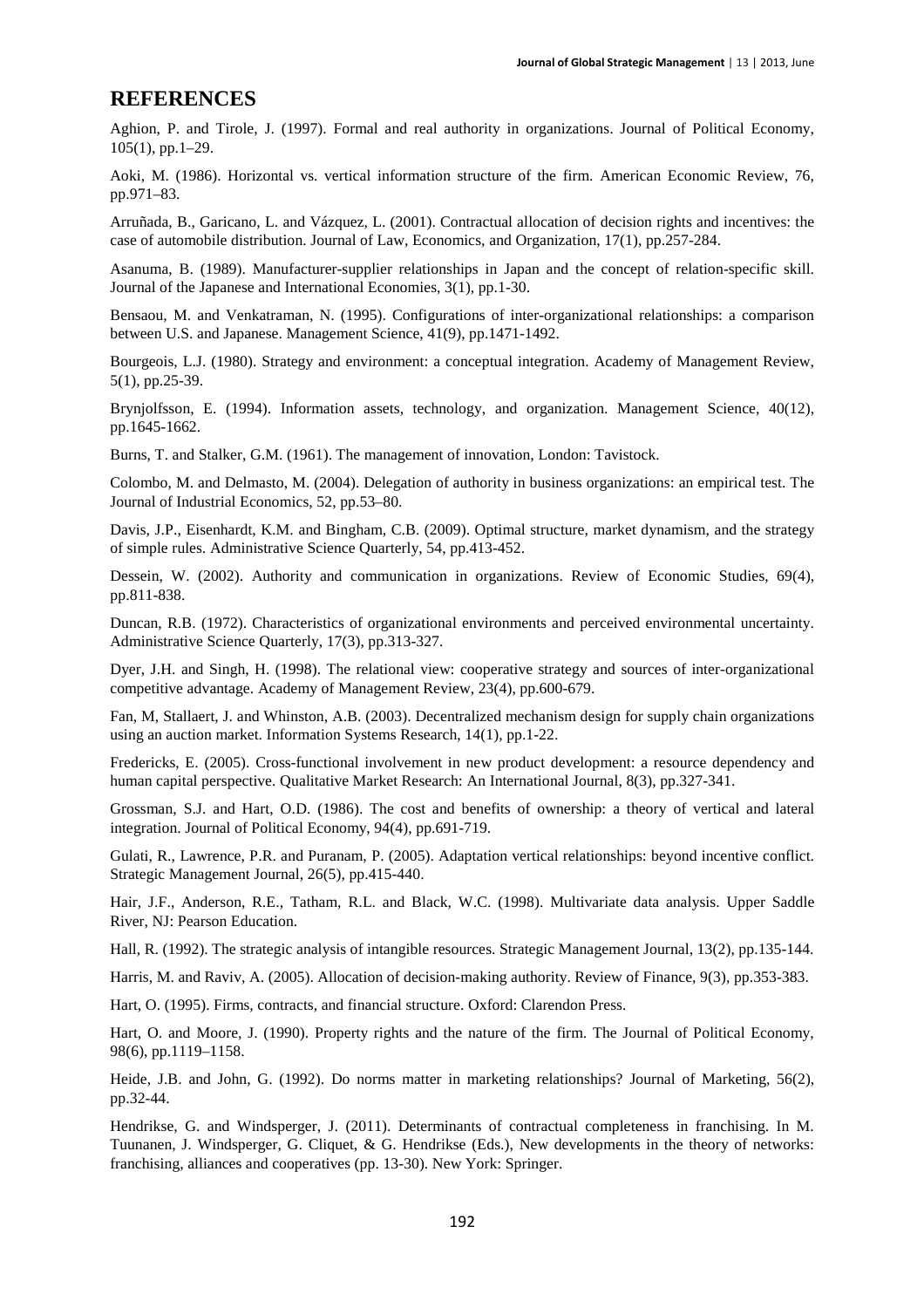## REFERENCES

Aghion, P. and Tirole, J. (1997). Formal and real authority in organizations. Journal of Political Economy, 105(1), pp.1–29.

Aoki, M. (1986). Horizontal vs. vertical information structure of the firm. American Economic Review, 76, pp.971–83.

Arruñada, B., Garicano, L. and Vázquez, L. (2001). Contractual allocation of decision rights and incentives: the case of automobile distribution. Journal of Law, Economics, and Organization, 17(1), pp.257-284.

Asanuma, B. (1989). Manufacturer-supplier relationships in Japan and the concept of relation-specific skill. Journal of the Japanese and International Economies, 3(1), pp.1-30.

Bensaou, M. and Venkatraman, N. (1995). Configurations of inter-organizational relationships: a comparison between U.S. and Japanese. Management Science, 41(9), pp.1471-1492.

Bourgeois, L.J. (1980). Strategy and environment: a conceptual integration. Academy of Management Review, 5(1), pp.25-39.

Brynjolfsson, E. (1994). Information assets, technology, and organization. Management Science, 40(12), pp.1645-1662.

Burns, T. and Stalker, G.M. (1961). The management of innovation, London: Tavistock.

Colombo, M. and Delmasto, M. (2004). Delegation of authority in business organizations: an empirical test. The Journal of Industrial Economics, 52, pp.53–80.

Davis, J.P., Eisenhardt, K.M. and Bingham, C.B. (2009). Optimal structure, market dynamism, and the strategy of simple rules. Administrative Science Quarterly, 54, pp.413-452.

Dessein, W. (2002). Authority and communication in organizations. Review of Economic Studies, 69(4), pp.811-838.

Duncan, R.B. (1972). Characteristics of organizational environments and perceived environmental uncertainty. Administrative Science Quarterly, 17(3), pp.313-327.

Dyer, J.H. and Singh, H. (1998). The relational view: cooperative strategy and sources of inter-organizational competitive advantage. Academy of Management Review, 23(4), pp.600-679.

Fan, M, Stallaert, J. and Whinston, A.B. (2003). Decentralized mechanism design for supply chain organizations using an auction market. Information Systems Research, 14(1), pp.1-22.

Fredericks, E. (2005). Cross-functional involvement in new product development: a resource dependency and human capital perspective. Qualitative Market Research: An International Journal, 8(3), pp.327-341.

Grossman, S.J. and Hart, O.D. (1986). The cost and benefits of ownership: a theory of vertical and lateral integration. Journal of Political Economy, 94(4), pp.691-719.

Gulati, R., Lawrence, P.R. and Puranam, P. (2005). Adaptation vertical relationships: beyond incentive conflict. Strategic Management Journal, 26(5), pp.415-440.

Hair, J.F., Anderson, R.E., Tatham, R.L. and Black, W.C. (1998). Multivariate data analysis. Upper Saddle River, NJ: Pearson Education.

Hall, R. (1992). The strategic analysis of intangible resources. Strategic Management Journal, 13(2), pp.135-144.

Harris, M. and Raviv, A. (2005). Allocation of decision-making authority. Review of Finance, 9(3), pp.353-383.

Hart, O. (1995). Firms, contracts, and financial structure. Oxford: Clarendon Press.

Hart, O. and Moore, J. (1990). Property rights and the nature of the firm. The Journal of Political Economy, 98(6), pp.1119–1158.

Heide, J.B. and John, G. (1992). Do norms matter in marketing relationships? Journal of Marketing, 56(2), pp.32-44.

Hendrikse, G. and Windsperger, J. (2011). Determinants of contractual completeness in franchising. In M. Tuunanen, J. Windsperger, G. Cliquet, & G. Hendrikse (Eds.), New developments in the theory of networks: franchising, alliances and cooperatives (pp. 13-30). New York: Springer.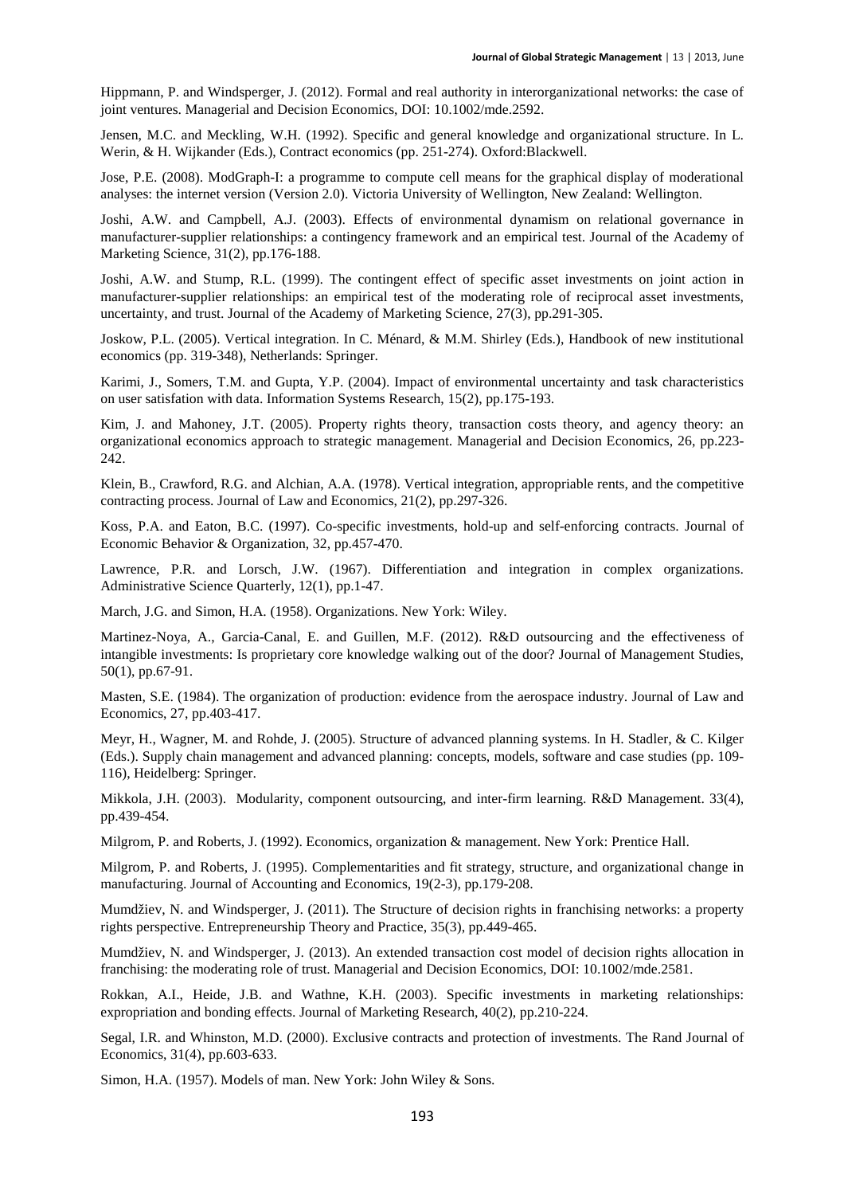Hippmann, P. and Windsperger, J. (2012). Formal and real authority in interorganizational networks: the case of joint ventures. Managerial and Decision Economics, DOI: 10.1002/mde.2592.

Jensen, M.C. and Meckling, W.H. (1992). Specific and general knowledge and organizational structure. In L. Werin, & H. Wijkander (Eds.), Contract economics (pp. 251-274). Oxford:Blackwell.

Jose, P.E. (2008). ModGraph-I: a programme to compute cell means for the graphical display of moderational analyses: the internet version (Version 2.0). Victoria University of Wellington, New Zealand: Wellington.

Joshi, A.W. and Campbell, A.J. (2003). Effects of environmental dynamism on relational governance in manufacturer-supplier relationships: a contingency framework and an empirical test. Journal of the Academy of Marketing Science, 31(2), pp.176-188.

Joshi, A.W. and Stump, R.L. (1999). The contingent effect of specific asset investments on joint action in manufacturer-supplier relationships: an empirical test of the moderating role of reciprocal asset investments, uncertainty, and trust. Journal of the Academy of Marketing Science, 27(3), pp.291-305.

Joskow, P.L. (2005). Vertical integration. In C. Ménard, & M.M. Shirley (Eds.), Handbook of new institutional economics (pp. 319-348), Netherlands: Springer.

Karimi, J., Somers, T.M. and Gupta, Y.P. (2004). Impact of environmental uncertainty and task characteristics on user satisfation with data. Information Systems Research, 15(2), pp.175-193.

Kim, J. and Mahoney, J.T. (2005). Property rights theory, transaction costs theory, and agency theory: an organizational economics approach to strategic management. Managerial and Decision Economics, 26, pp.223-242.

Klein, B., Crawford, R.G. and Alchian, A.A. (1978). Vertical integration, appropriable rents, and the competitive contracting process. Journal of Law and Economics, 21(2), pp.297-326.

Koss, P.A. and Eaton, B.C. (1997). Co-specific investments, hold-up and self-enforcing contracts. Journal of Economic Behavior & Organization, 32, pp.457-470.

Lawrence, P.R. and Lorsch, J.W. (1967). Differentiation and integration in complex organizations. Administrative Science Quarterly, 12(1), pp.1-47.

March, J.G. and Simon, H.A. (1958). Organizations. New York: Wiley.

Martinez-Noya, A., Garcia-Canal, E. and Guillen, M.F. (2012). R&D outsourcing and the effectiveness of intangible investments: Is proprietary core knowledge walking out of the door? Journal of Management Studies, 50(1), pp.67-91.

Masten, S.E. (1984). The organization of production: evidence from the aerospace industry. Journal of Law and Economics, 27, pp.403-417.

Meyr, H., Wagner, M. and Rohde, J. (2005). Structure of advanced planning systems. In H. Stadler, & C. Kilger (Eds.). Supply chain management and advanced planning: concepts, models, software and case studies (pp. 109-116), Heidelberg: Springer.

Mikkola, J.H. (2003). Modularity, component outsourcing, and inter-firm learning. R&D Management. 33(4), pp.439-454.

Milgrom, P. and Roberts, J. (1992). Economics, organization & management. New York: Prentice Hall.

Milgrom, P. and Roberts, J. (1995). Complementarities and fit strategy, structure, and organizational change in manufacturing. Journal of Accounting and Economics, 19(2-3), pp.179-208.

Mumdžiev, N. and Windsperger, J. (2011). The Structure of decision rights in franchising networks: a property rights perspective. Entrepreneurship Theory and Practice, 35(3), pp.449-465.

Mumdžiev, N. and Windsperger, J. (2013). An extended transaction cost model of decision rights allocation in franchising: the moderating role of trust. Managerial and Decision Economics, DOI: 10.1002/mde.2581.

Rokkan, A.I., Heide, J.B. and Wathne, K.H. (2003). Specific investments in marketing relationships: expropriation and bonding effects. Journal of Marketing Research, 40(2), pp.210-224.

Segal, I.R. and Whinston, M.D. (2000). Exclusive contracts and protection of investments. The Rand Journal of Economics, 31(4), pp.603-633.

Simon, H.A. (1957). Models of man. New York: John Wiley & Sons.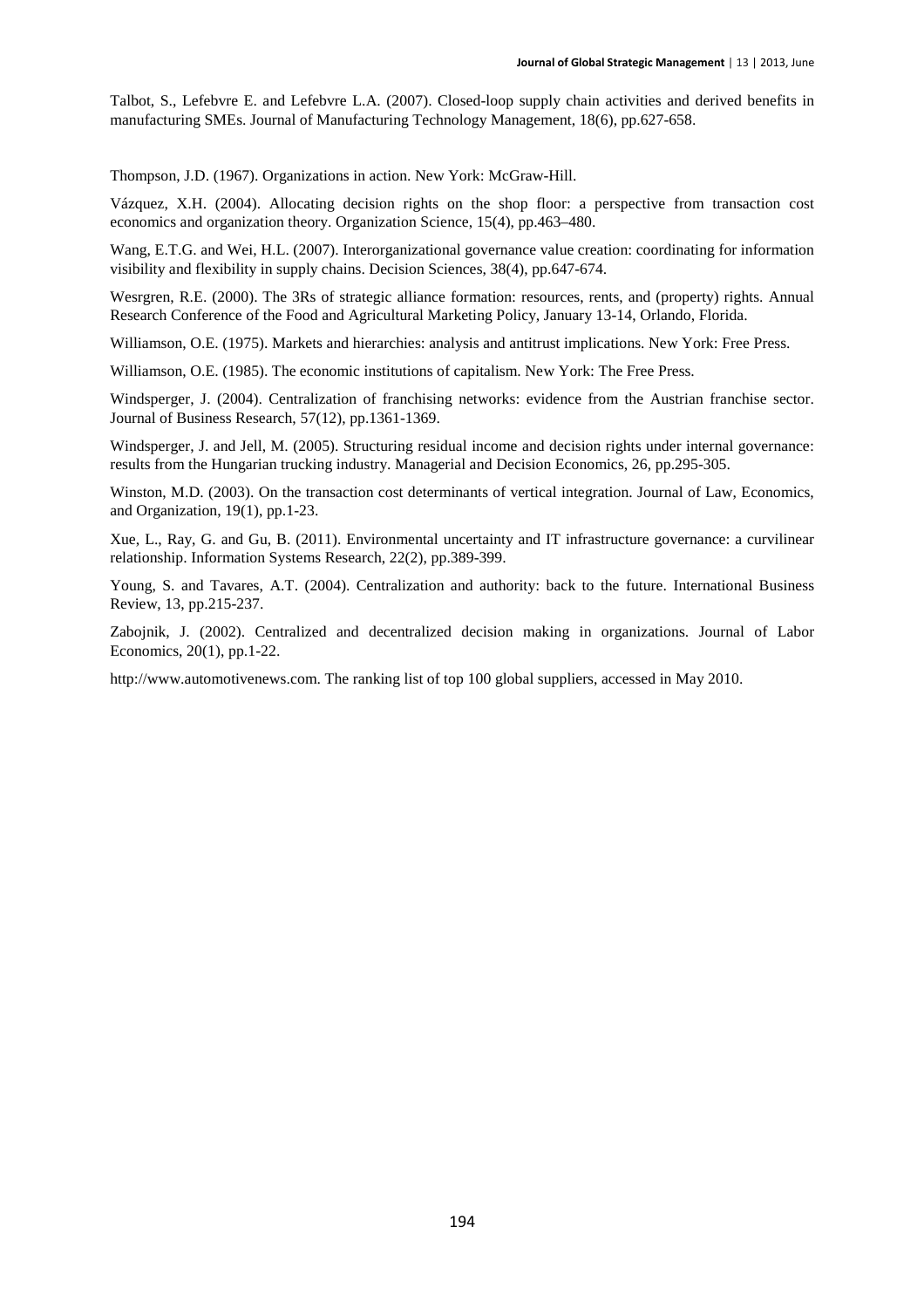Talbot, S., Lefebvre E. and Lefebvre L.A. (2007). Closed-loop supply chain activities and derived benefits in manufacturing SMEs. Journal of Manufacturing Technology Management, 18(6), pp.627-658.

Thompson, J.D. (1967). Organizations in action. New York: McGraw-Hill.

Vázquez, X.H. (2004). Allocating decision rights on the shop floor: a perspective from transaction cost economics and organization theory. Organization Science, 15(4), pp.463–480.

Wang, E.T.G. and Wei, H.L. (2007). Interorganizational governance value creation: coordinating for information visibility and flexibility in supply chains. Decision Sciences, 38(4), pp.647-674.

Wesrgren, R.E. (2000). The 3Rs of strategic alliance formation: resources, rents, and (property) rights. Annual Research Conference of the Food and Agricultural Marketing Policy, January 13-14, Orlando, Florida.

Williamson, O.E. (1975). Markets and hierarchies: analysis and antitrust implications. New York: Free Press.

Williamson, O.E. (1985). The economic institutions of capitalism. New York: The Free Press.

Windsperger, J. (2004). Centralization of franchising networks: evidence from the Austrian franchise sector. Journal of Business Research, 57(12), pp.1361-1369.

Windsperger, J. and Jell, M. (2005). Structuring residual income and decision rights under internal governance: results from the Hungarian trucking industry. Managerial and Decision Economics, 26, pp.295-305.

Winston, M.D. (2003). On the transaction cost determinants of vertical integration. Journal of Law, Economics, and Organization, 19(1), pp.1-23.

Xue, L., Ray, G. and Gu, B. (2011). Environmental uncertainty and IT infrastructure governance: a curvilinear relationship. Information Systems Research, 22(2), pp.389-399.

Young, S. and Tavares, A.T. (2004). Centralization and authority: back to the future. International Business Review, 13, pp.215-237.

Zabojnik, J. (2002). Centralized and decentralized decision making in organizations. Journal of Labor Economics, 20(1), pp.1-22.

http://www.automotivenews.com. The ranking list of top 100 global suppliers, accessed in May 2010.